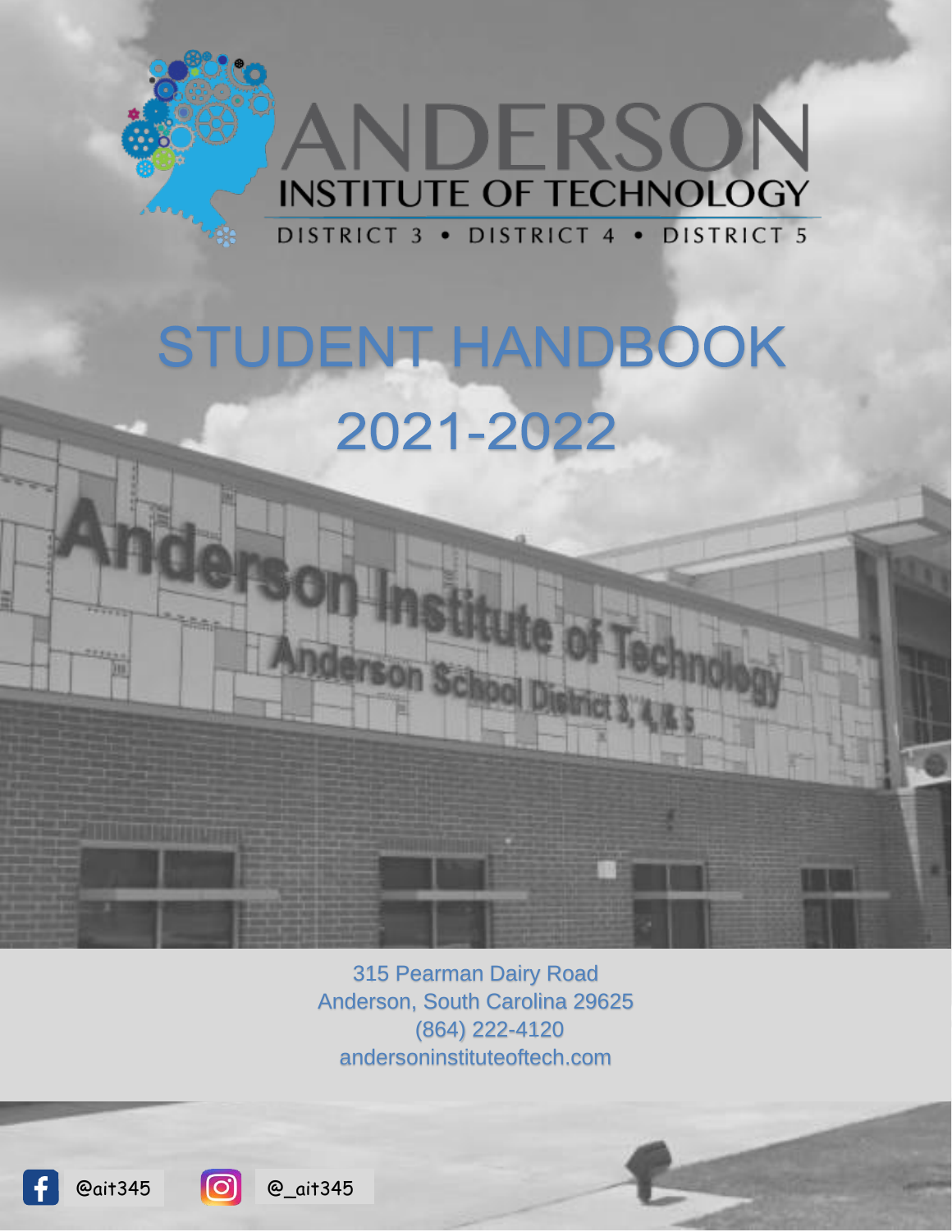# ANDERSON

## INSTITUTE OF TECHNOLOGY

DISTRICT 3 • DISTRICT 4 • DISTRICT 5

# STUDENT HANDBOOK

# 2021-2022

315 Pearman Dairy Road
Anderson, South Carolina 29625
(864) 222-4120
andersoninstituteoftech.com

@ait345

@_ait345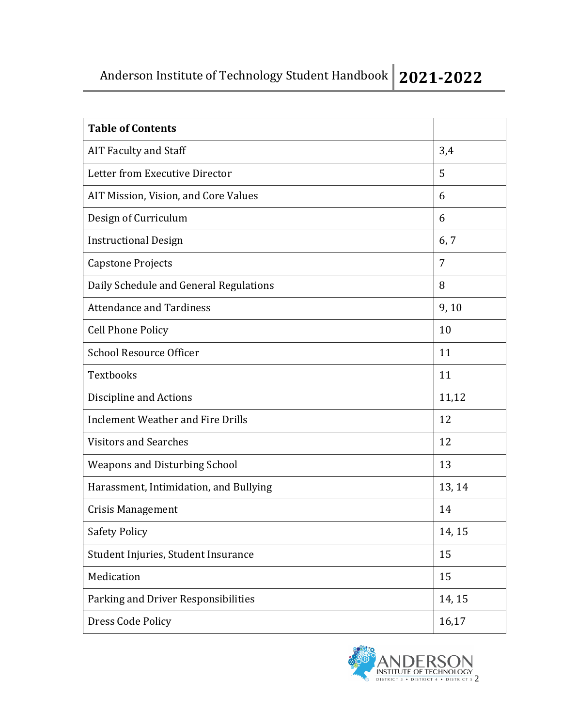| Table of Contents | |
|---|---|
| AIT Faculty and Staff | 3,4 |
| Letter from Executive Director | 5 |
| AIT Mission, Vision, and Core Values | 6 |
| Design of Curriculum | 6 |
| Instructional Design | 6, 7 |
| Capstone Projects | 7 |
| Daily Schedule and General Regulations | 8 |
| Attendance and Tardiness | 9, 10 |
| Cell Phone Policy | 10 |
| School Resource Officer | 11 |
| Textbooks | 11 |
| Discipline and Actions | 11,12 |
| Inclement Weather and Fire Drills | 12 |
| Visitors and Searches | 12 |
| Weapons and Disturbing School | 13 |
| Harassment, Intimidation, and Bullying | 13, 14 |
| Crisis Management | 14 |
| Safety Policy | 14, 15 |
| Student Injuries, Student Insurance | 15 |
| Medication | 15 |
| Parking and Driver Responsibilities | 14, 15 |
| Dress Code Policy | 16,17 |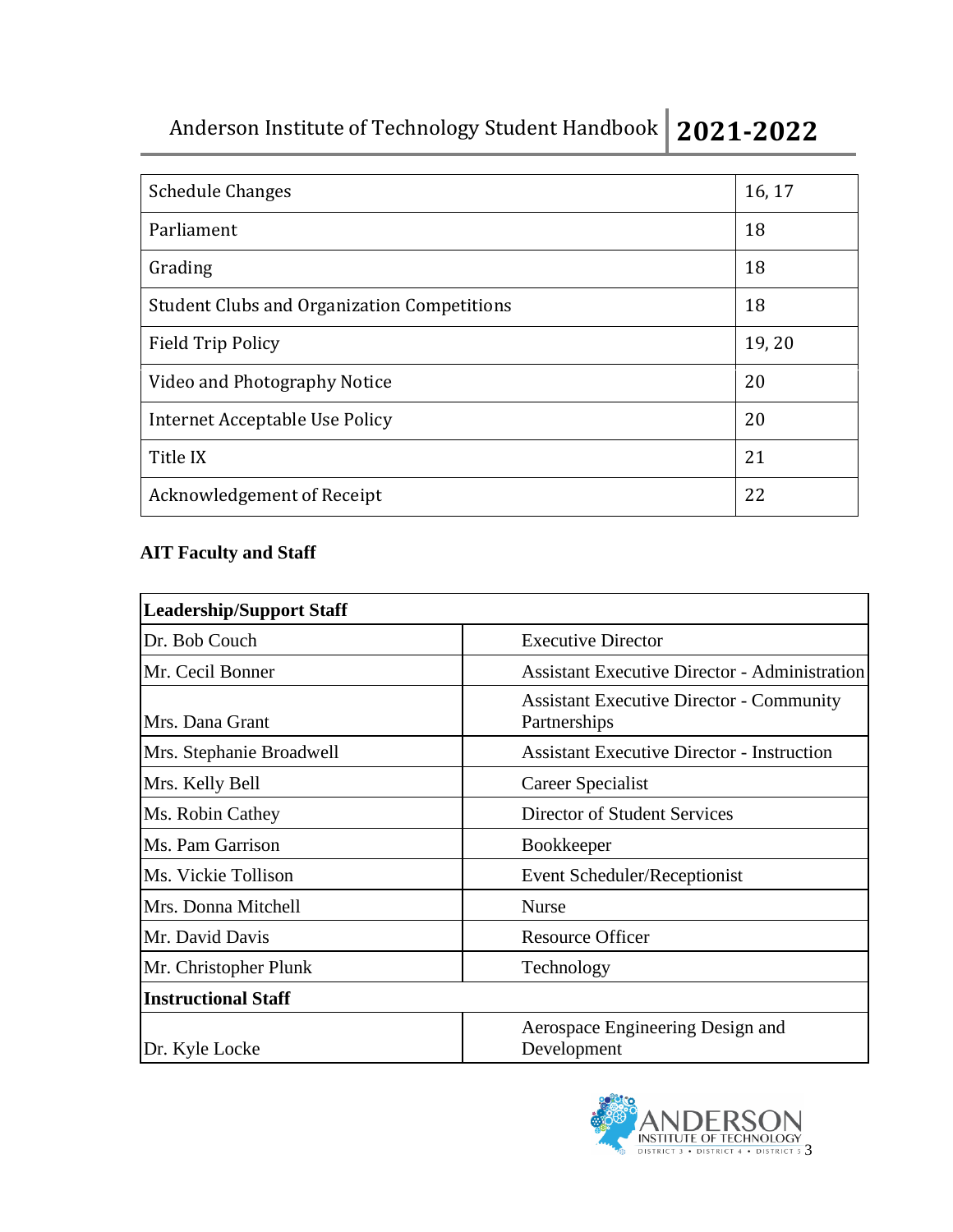| Schedule Changes | 16, 17 |
|---|---|
| Parliament | 18 |
| Grading | 18 |
| Student Clubs and Organization Competitions | 18 |
| Field Trip Policy | 19, 20 |
| Video and Photography Notice | 20 |
| Internet Acceptable Use Policy | 20 |
| Title IX | 21 |
| Acknowledgement of Receipt | 22 |

**AIT Faculty and Staff**

| **Leadership/Support Staff** | |
|---|---|
| Dr. Bob Couch | Executive Director |
| Mr. Cecil Bonner | Assistant Executive Director - Administration |
| Mrs. Dana Grant | Assistant Executive Director - Community Partnerships |
| Mrs. Stephanie Broadwell | Assistant Executive Director - Instruction |
| Mrs. Kelly Bell | Career Specialist |
| Ms. Robin Cathey | Director of Student Services |
| Ms. Pam Garrison | Bookkeeper |
| Ms. Vickie Tollison | Event Scheduler/Receptionist |
| Mrs. Donna Mitchell | Nurse |
| Mr. David Davis | Resource Officer |
| Mr. Christopher Plunk | Technology |
| **Instructional Staff** | |
| Dr. Kyle Locke | Aerospace Engineering Design and Development |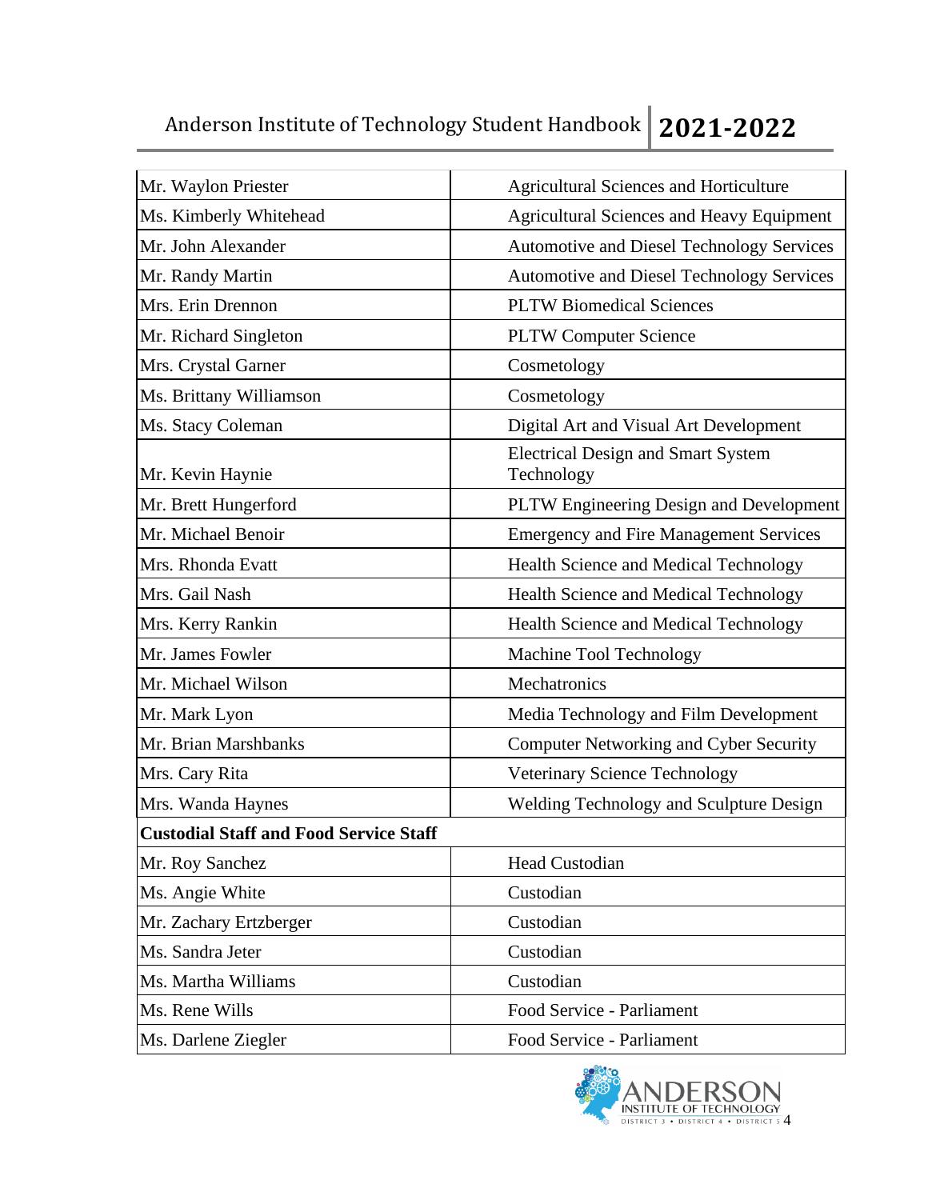| | |
|---|---|
| Mr. Waylon Priester | Agricultural Sciences and Horticulture |
| Ms. Kimberly Whitehead | Agricultural Sciences and Heavy Equipment |
| Mr. John Alexander | Automotive and Diesel Technology Services |
| Mr. Randy Martin | Automotive and Diesel Technology Services |
| Mrs. Erin Drennon | PLTW Biomedical Sciences |
| Mr. Richard Singleton | PLTW Computer Science |
| Mrs. Crystal Garner | Cosmetology |
| Ms. Brittany Williamson | Cosmetology |
| Ms. Stacy Coleman | Digital Art and Visual Art Development |
| Mr. Kevin Haynie | Electrical Design and Smart System Technology |
| Mr. Brett Hungerford | PLTW Engineering Design and Development |
| Mr. Michael Benoir | Emergency and Fire Management Services |
| Mrs. Rhonda Evatt | Health Science and Medical Technology |
| Mrs. Gail Nash | Health Science and Medical Technology |
| Mrs. Kerry Rankin | Health Science and Medical Technology |
| Mr. James Fowler | Machine Tool Technology |
| Mr. Michael Wilson | Mechatronics |
| Mr. Mark Lyon | Media Technology and Film Development |
| Mr. Brian Marshbanks | Computer Networking and Cyber Security |
| Mrs. Cary Rita | Veterinary Science Technology |
| Mrs. Wanda Haynes | Welding Technology and Sculpture Design |
| **Custodial Staff and Food Service Staff** | |
| Mr. Roy Sanchez | Head Custodian |
| Ms. Angie White | Custodian |
| Mr. Zachary Ertzberger | Custodian |
| Ms. Sandra Jeter | Custodian |
| Ms. Martha Williams | Custodian |
| Ms. Rene Wills | Food Service - Parliament |
| Ms. Darlene Ziegler | Food Service - Parliament |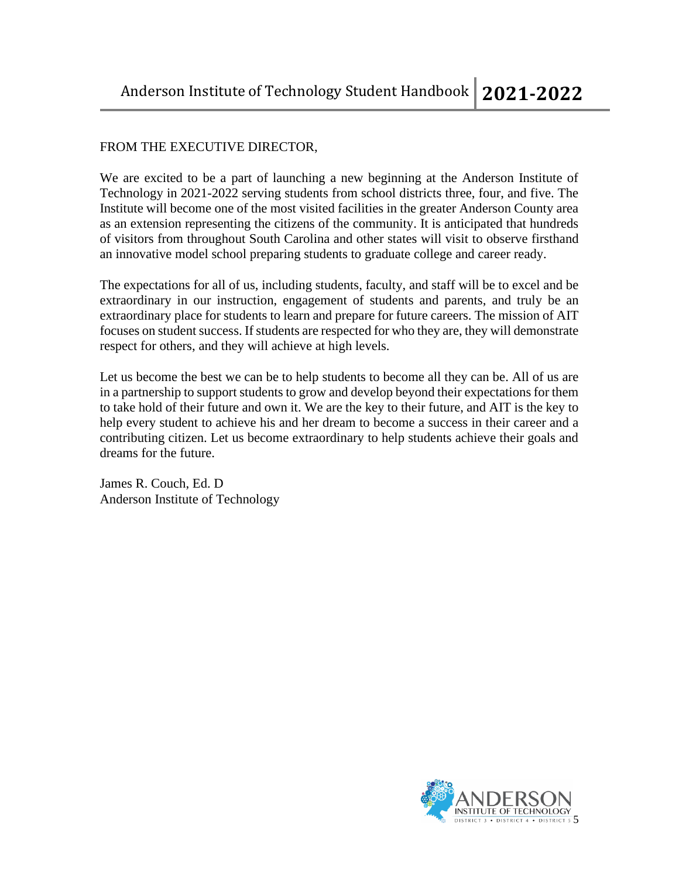FROM THE EXECUTIVE DIRECTOR,

We are excited to be a part of launching a new beginning at the Anderson Institute of Technology in 2021-2022 serving students from school districts three, four, and five. The Institute will become one of the most visited facilities in the greater Anderson County area as an extension representing the citizens of the community. It is anticipated that hundreds of visitors from throughout South Carolina and other states will visit to observe firsthand an innovative model school preparing students to graduate college and career ready.

The expectations for all of us, including students, faculty, and staff will be to excel and be extraordinary in our instruction, engagement of students and parents, and truly be an extraordinary place for students to learn and prepare for future careers. The mission of AIT focuses on student success. If students are respected for who they are, they will demonstrate respect for others, and they will achieve at high levels.

Let us become the best we can be to help students to become all they can be. All of us are in a partnership to support students to grow and develop beyond their expectations for them to take hold of their future and own it. We are the key to their future, and AIT is the key to help every student to achieve his and her dream to become a success in their career and a contributing citizen. Let us become extraordinary to help students achieve their goals and dreams for the future.

James R. Couch, Ed. D
Anderson Institute of Technology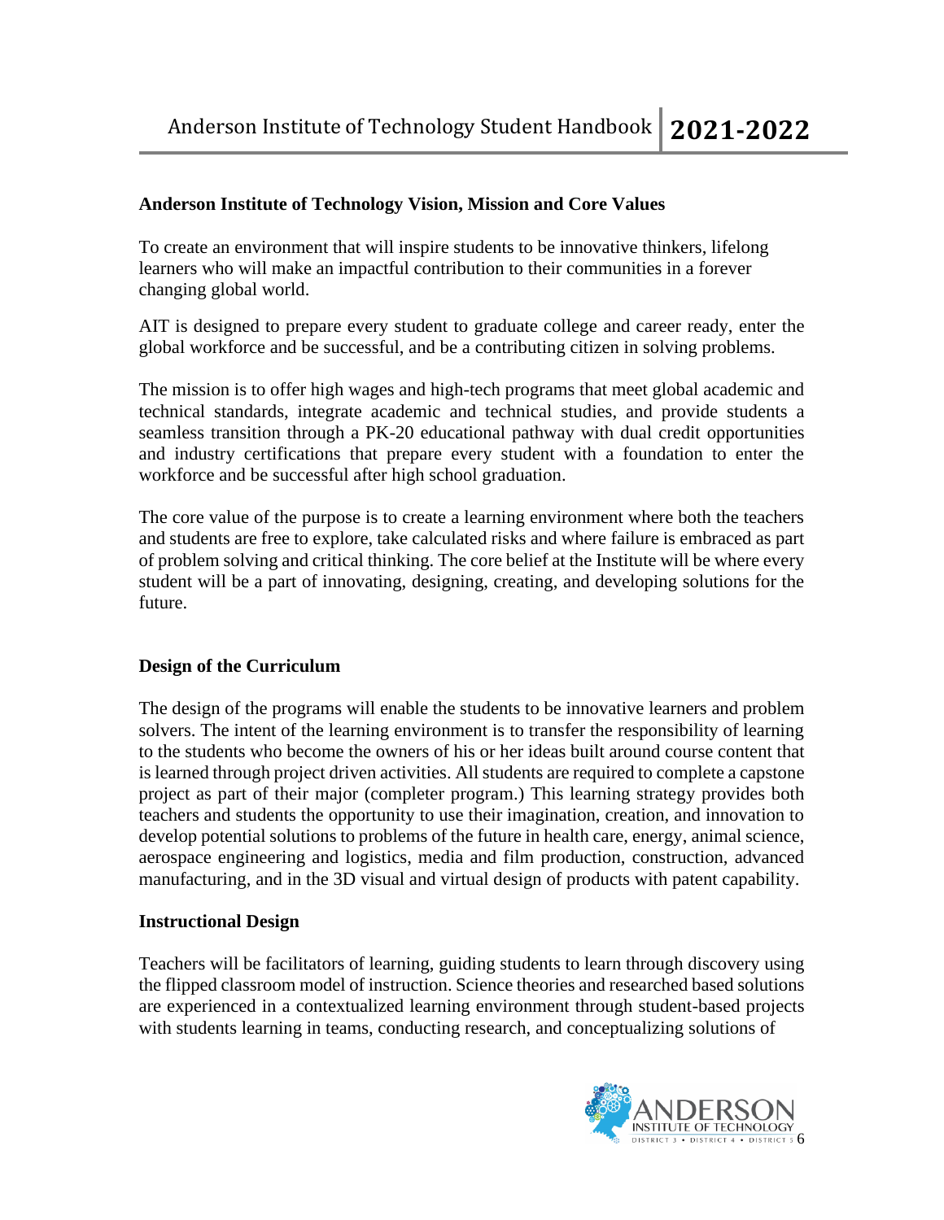**Anderson Institute of Technology Vision, Mission and Core Values**

To create an environment that will inspire students to be innovative thinkers, lifelong learners who will make an impactful contribution to their communities in a forever changing global world.

AIT is designed to prepare every student to graduate college and career ready, enter the global workforce and be successful, and be a contributing citizen in solving problems.

The mission is to offer high wages and high-tech programs that meet global academic and technical standards, integrate academic and technical studies, and provide students a seamless transition through a PK-20 educational pathway with dual credit opportunities and industry certifications that prepare every student with a foundation to enter the workforce and be successful after high school graduation.

The core value of the purpose is to create a learning environment where both the teachers and students are free to explore, take calculated risks and where failure is embraced as part of problem solving and critical thinking. The core belief at the Institute will be where every student will be a part of innovating, designing, creating, and developing solutions for the future.

**Design of the Curriculum**

The design of the programs will enable the students to be innovative learners and problem solvers. The intent of the learning environment is to transfer the responsibility of learning to the students who become the owners of his or her ideas built around course content that is learned through project driven activities. All students are required to complete a capstone project as part of their major (completer program.) This learning strategy provides both teachers and students the opportunity to use their imagination, creation, and innovation to develop potential solutions to problems of the future in health care, energy, animal science, aerospace engineering and logistics, media and film production, construction, advanced manufacturing, and in the 3D visual and virtual design of products with patent capability.

**Instructional Design**

Teachers will be facilitators of learning, guiding students to learn through discovery using the flipped classroom model of instruction. Science theories and researched based solutions are experienced in a contextualized learning environment through student-based projects with students learning in teams, conducting research, and conceptualizing solutions of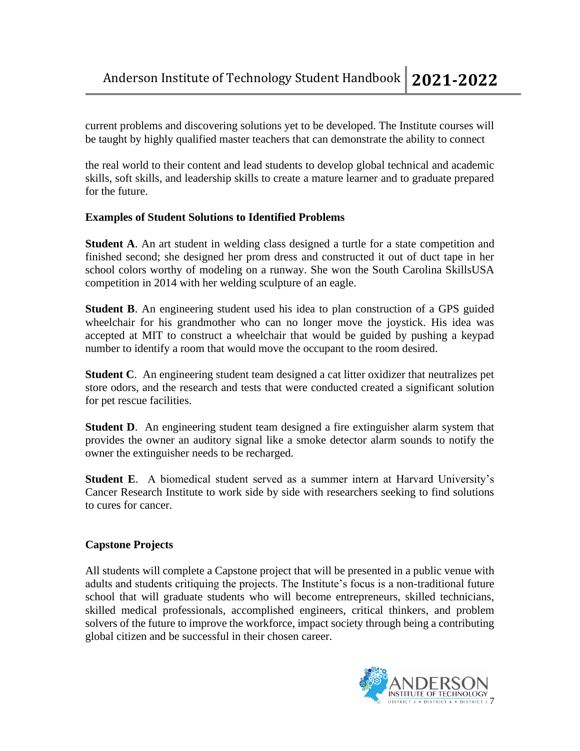current problems and discovering solutions yet to be developed. The Institute courses will be taught by highly qualified master teachers that can demonstrate the ability to connect

the real world to their content and lead students to develop global technical and academic skills, soft skills, and leadership skills to create a mature learner and to graduate prepared for the future.

### Examples of Student Solutions to Identified Problems

**Student A**. An art student in welding class designed a turtle for a state competition and finished second; she designed her prom dress and constructed it out of duct tape in her school colors worthy of modeling on a runway. She won the South Carolina SkillsUSA competition in 2014 with her welding sculpture of an eagle.

**Student B**. An engineering student used his idea to plan construction of a GPS guided wheelchair for his grandmother who can no longer move the joystick. His idea was accepted at MIT to construct a wheelchair that would be guided by pushing a keypad number to identify a room that would move the occupant to the room desired.

**Student C**. An engineering student team designed a cat litter oxidizer that neutralizes pet store odors, and the research and tests that were conducted created a significant solution for pet rescue facilities.

**Student D**. An engineering student team designed a fire extinguisher alarm system that provides the owner an auditory signal like a smoke detector alarm sounds to notify the owner the extinguisher needs to be recharged.

**Student E**. A biomedical student served as a summer intern at Harvard University's Cancer Research Institute to work side by side with researchers seeking to find solutions to cures for cancer.

### Capstone Projects

All students will complete a Capstone project that will be presented in a public venue with adults and students critiquing the projects. The Institute's focus is a non-traditional future school that will graduate students who will become entrepreneurs, skilled technicians, skilled medical professionals, accomplished engineers, critical thinkers, and problem solvers of the future to improve the workforce, impact society through being a contributing global citizen and be successful in their chosen career.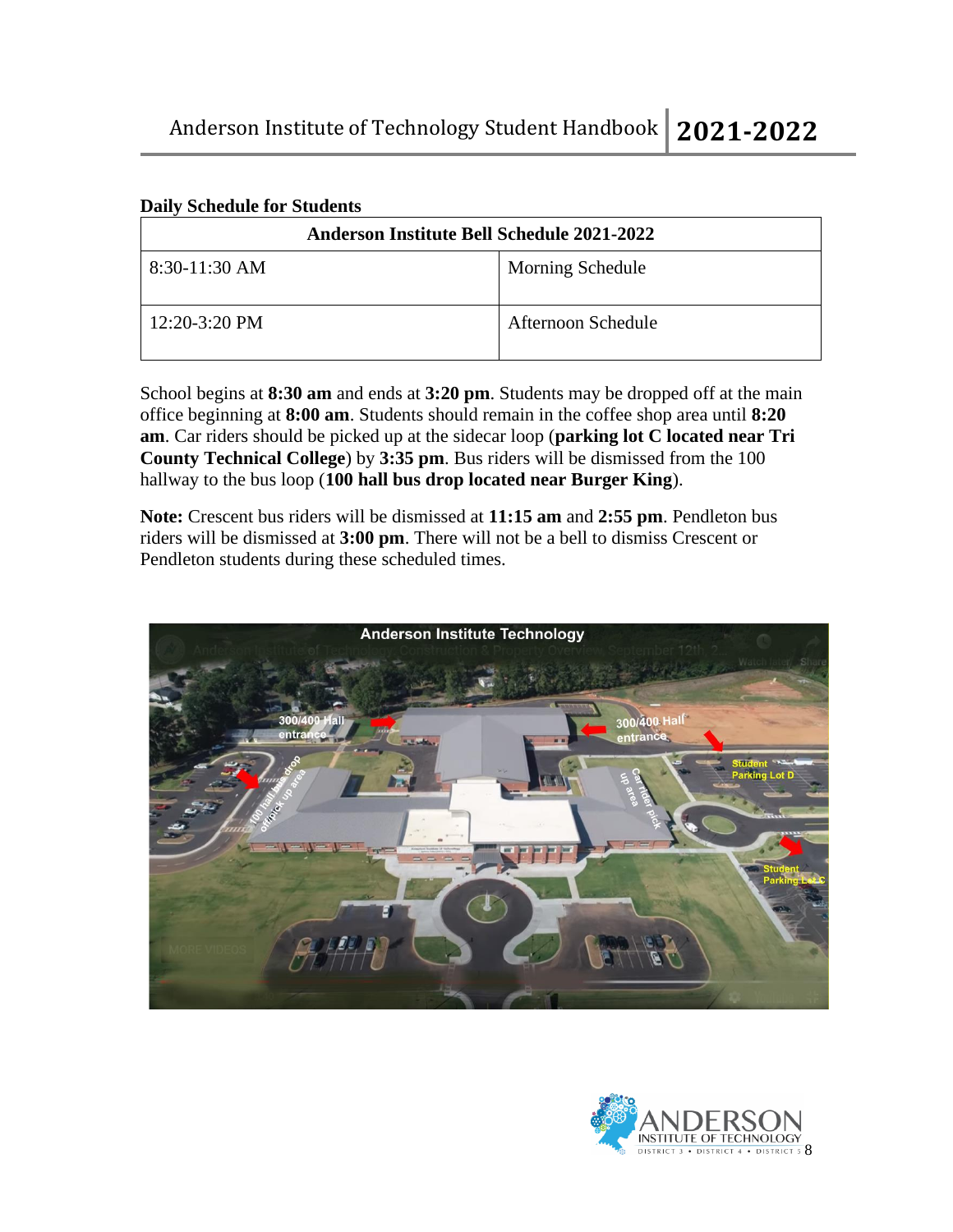**Daily Schedule for Students**

| Anderson Institute Bell Schedule 2021-2022 | |
|---|---|
| 8:30-11:30 AM | Morning Schedule |
| 12:20-3:20 PM | Afternoon Schedule |

School begins at **8:30 am** and ends at **3:20 pm**. Students may be dropped off at the main office beginning at **8:00 am**. Students should remain in the coffee shop area until **8:20 am**. Car riders should be picked up at the sidecar loop (**parking lot C located near Tri County Technical College**) by **3:35 pm**. Bus riders will be dismissed from the 100 hallway to the bus loop (**100 hall bus drop located near Burger King**).

**Note:** Crescent bus riders will be dismissed at **11:15 am** and **2:55 pm**. Pendleton bus riders will be dismissed at **3:00 pm**. There will not be a bell to dismiss Crescent or Pendleton students during these scheduled times.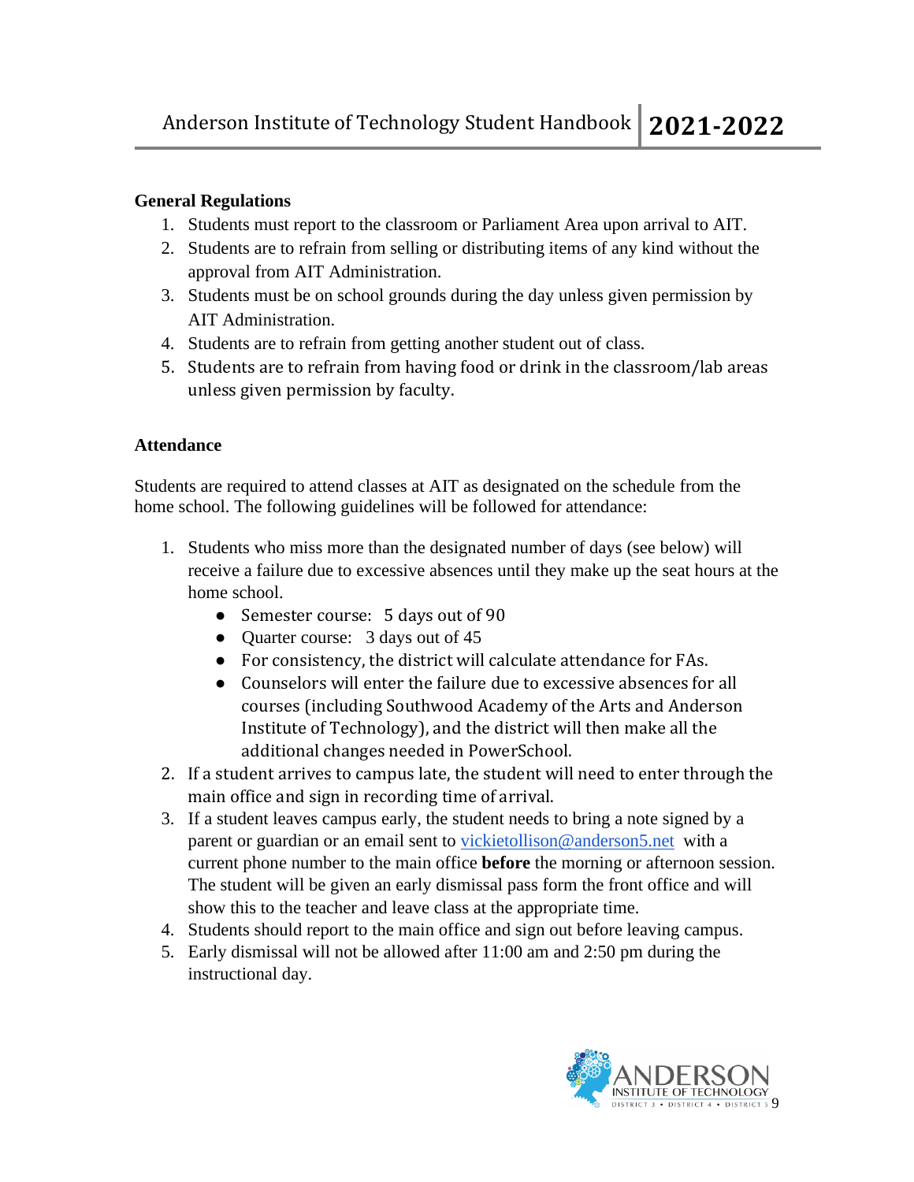## General Regulations

1. Students must report to the classroom or Parliament Area upon arrival to AIT.
2. Students are to refrain from selling or distributing items of any kind without the approval from AIT Administration.
3. Students must be on school grounds during the day unless given permission by AIT Administration.
4. Students are to refrain from getting another student out of class.
5. Students are to refrain from having food or drink in the classroom/lab areas unless given permission by faculty.

## Attendance

Students are required to attend classes at AIT as designated on the schedule from the home school. The following guidelines will be followed for attendance:

1. Students who miss more than the designated number of days (see below) will receive a failure due to excessive absences until they make up the seat hours at the home school.
   - Semester course: 5 days out of 90
   - Quarter course: 3 days out of 45
   - For consistency, the district will calculate attendance for FAs.
   - Counselors will enter the failure due to excessive absences for all courses (including Southwood Academy of the Arts and Anderson Institute of Technology), and the district will then make all the additional changes needed in PowerSchool.
2. If a student arrives to campus late, the student will need to enter through the main office and sign in recording time of arrival.
3. If a student leaves campus early, the student needs to bring a note signed by a parent or guardian or an email sent to vickietollison@anderson5.net with a current phone number to the main office **before** the morning or afternoon session. The student will be given an early dismissal pass form the front office and will show this to the teacher and leave class at the appropriate time.
4. Students should report to the main office and sign out before leaving campus.
5. Early dismissal will not be allowed after 11:00 am and 2:50 pm during the instructional day.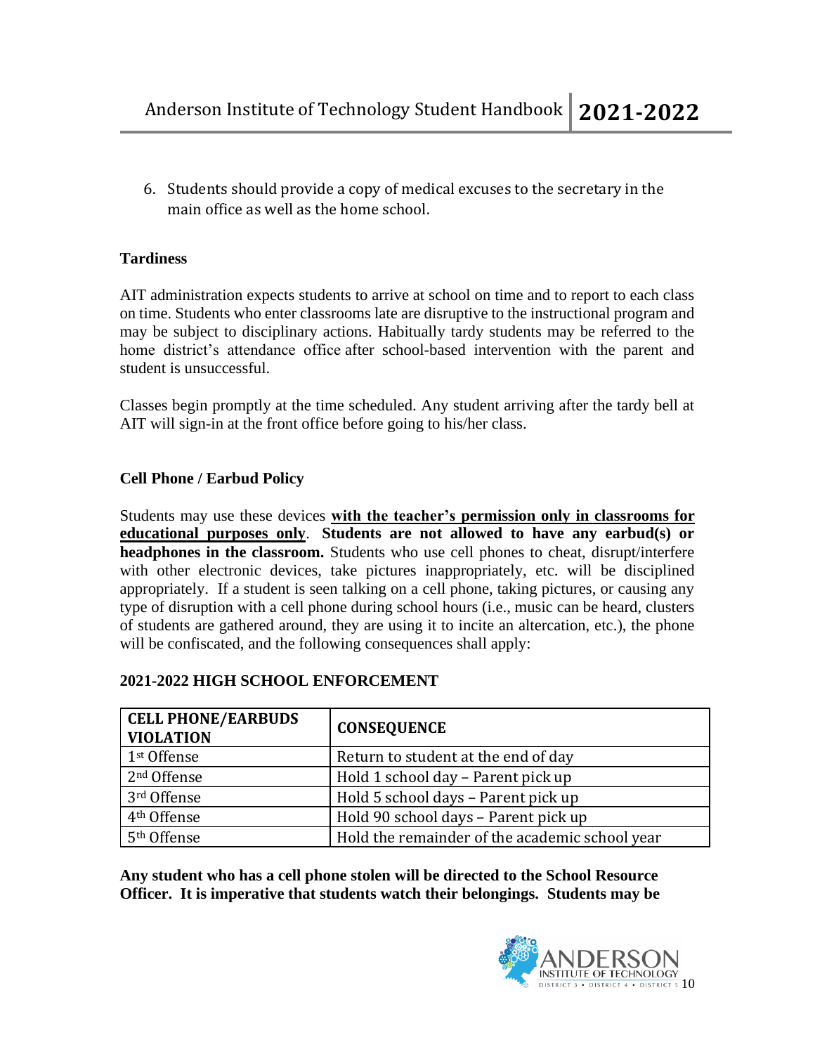6. Students should provide a copy of medical excuses to the secretary in the main office as well as the home school.

**Tardiness**

AIT administration expects students to arrive at school on time and to report to each class on time. Students who enter classrooms late are disruptive to the instructional program and may be subject to disciplinary actions. Habitually tardy students may be referred to the home district's attendance office after school-based intervention with the parent and student is unsuccessful.

Classes begin promptly at the time scheduled. Any student arriving after the tardy bell at AIT will sign-in at the front office before going to his/her class.

**Cell Phone / Earbud Policy**

Students may use these devices **with the teacher's permission only in classrooms for educational purposes only**. **Students are not allowed to have any earbud(s) or headphones in the classroom.** Students who use cell phones to cheat, disrupt/interfere with other electronic devices, take pictures inappropriately, etc. will be disciplined appropriately. If a student is seen talking on a cell phone, taking pictures, or causing any type of disruption with a cell phone during school hours (i.e., music can be heard, clusters of students are gathered around, they are using it to incite an altercation, etc.), the phone will be confiscated, and the following consequences shall apply:

**2021-2022 HIGH SCHOOL ENFORCEMENT**

| CELL PHONE/EARBUDS VIOLATION | CONSEQUENCE |
|---|---|
| 1st Offense | Return to student at the end of day |
| 2nd Offense | Hold 1 school day – Parent pick up |
| 3rd Offense | Hold 5 school days – Parent pick up |
| 4th Offense | Hold 90 school days – Parent pick up |
| 5th Offense | Hold the remainder of the academic school year |

**Any student who has a cell phone stolen will be directed to the School Resource Officer. It is imperative that students watch their belongings. Students may be**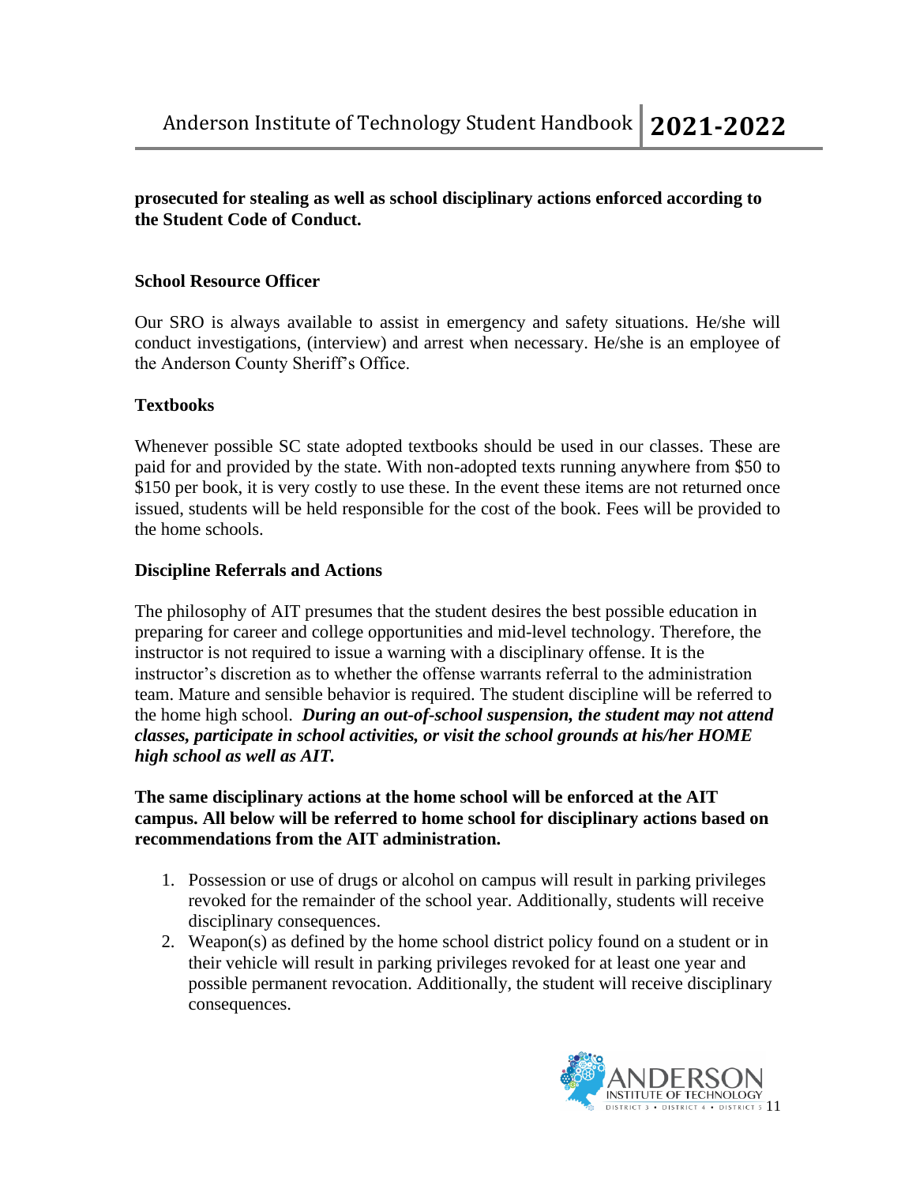**prosecuted for stealing as well as school disciplinary actions enforced according to the Student Code of Conduct.**

### School Resource Officer

Our SRO is always available to assist in emergency and safety situations. He/she will conduct investigations, (interview) and arrest when necessary. He/she is an employee of the Anderson County Sheriff's Office.

### Textbooks

Whenever possible SC state adopted textbooks should be used in our classes. These are paid for and provided by the state. With non-adopted texts running anywhere from $50 to $150 per book, it is very costly to use these. In the event these items are not returned once issued, students will be held responsible for the cost of the book. Fees will be provided to the home schools.

### Discipline Referrals and Actions

The philosophy of AIT presumes that the student desires the best possible education in preparing for career and college opportunities and mid-level technology. Therefore, the instructor is not required to issue a warning with a disciplinary offense. It is the instructor's discretion as to whether the offense warrants referral to the administration team. Mature and sensible behavior is required. The student discipline will be referred to the home high school. ***During an out-of-school suspension, the student may not attend classes, participate in school activities, or visit the school grounds at his/her HOME high school as well as AIT.***

**The same disciplinary actions at the home school will be enforced at the AIT campus. All below will be referred to home school for disciplinary actions based on recommendations from the AIT administration.**

1. Possession or use of drugs or alcohol on campus will result in parking privileges revoked for the remainder of the school year. Additionally, students will receive disciplinary consequences.
2. Weapon(s) as defined by the home school district policy found on a student or in their vehicle will result in parking privileges revoked for at least one year and possible permanent revocation. Additionally, the student will receive disciplinary consequences.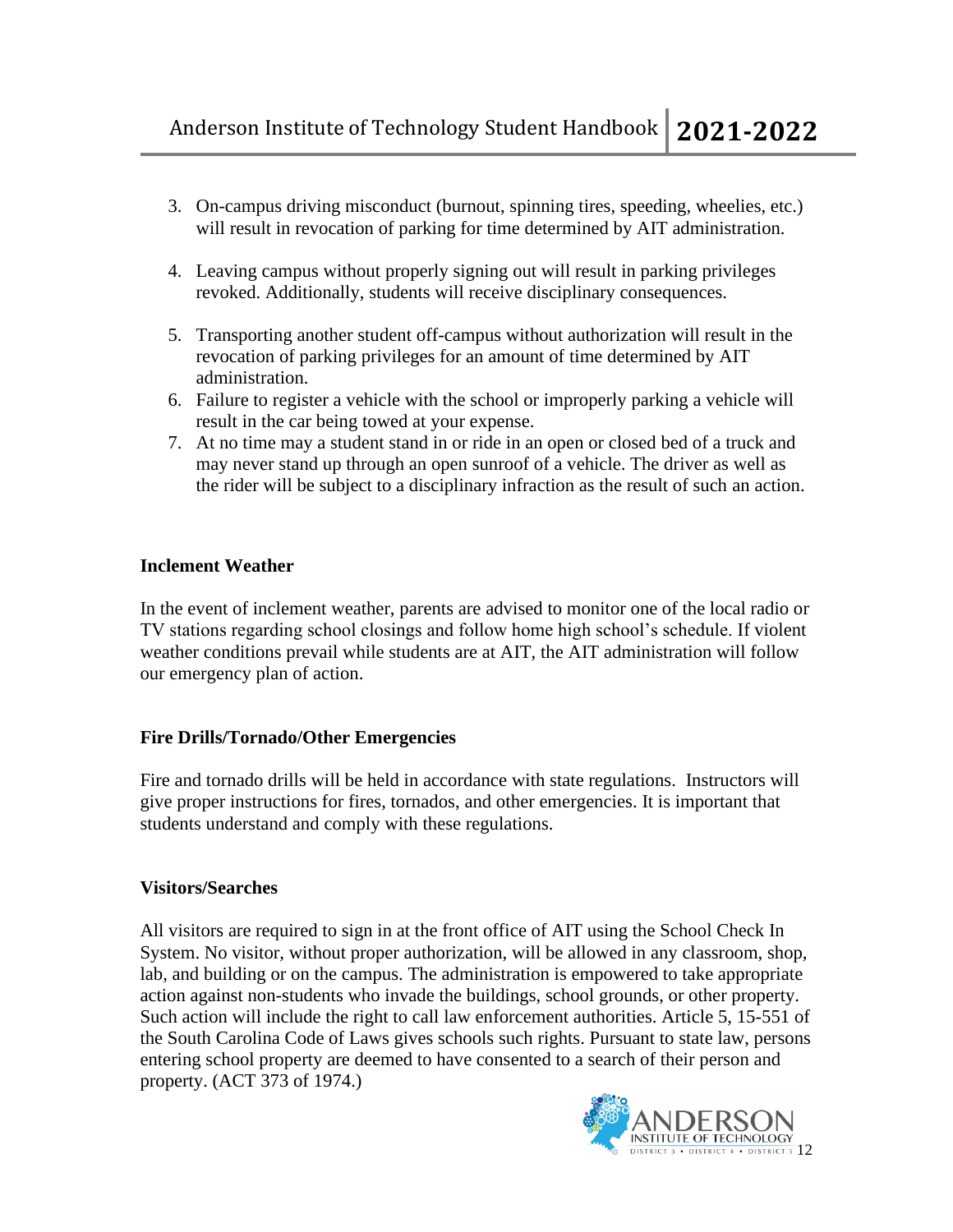3. On-campus driving misconduct (burnout, spinning tires, speeding, wheelies, etc.) will result in revocation of parking for time determined by AIT administration.

4. Leaving campus without properly signing out will result in parking privileges revoked. Additionally, students will receive disciplinary consequences.

5. Transporting another student off-campus without authorization will result in the revocation of parking privileges for an amount of time determined by AIT administration.
6. Failure to register a vehicle with the school or improperly parking a vehicle will result in the car being towed at your expense.
7. At no time may a student stand in or ride in an open or closed bed of a truck and may never stand up through an open sunroof of a vehicle. The driver as well as the rider will be subject to a disciplinary infraction as the result of such an action.

**Inclement Weather**

In the event of inclement weather, parents are advised to monitor one of the local radio or TV stations regarding school closings and follow home high school's schedule. If violent weather conditions prevail while students are at AIT, the AIT administration will follow our emergency plan of action.

**Fire Drills/Tornado/Other Emergencies**

Fire and tornado drills will be held in accordance with state regulations. Instructors will give proper instructions for fires, tornados, and other emergencies. It is important that students understand and comply with these regulations.

**Visitors/Searches**

All visitors are required to sign in at the front office of AIT using the School Check In System. No visitor, without proper authorization, will be allowed in any classroom, shop, lab, and building or on the campus. The administration is empowered to take appropriate action against non-students who invade the buildings, school grounds, or other property. Such action will include the right to call law enforcement authorities. Article 5, 15-551 of the South Carolina Code of Laws gives schools such rights. Pursuant to state law, persons entering school property are deemed to have consented to a search of their person and property. (ACT 373 of 1974.)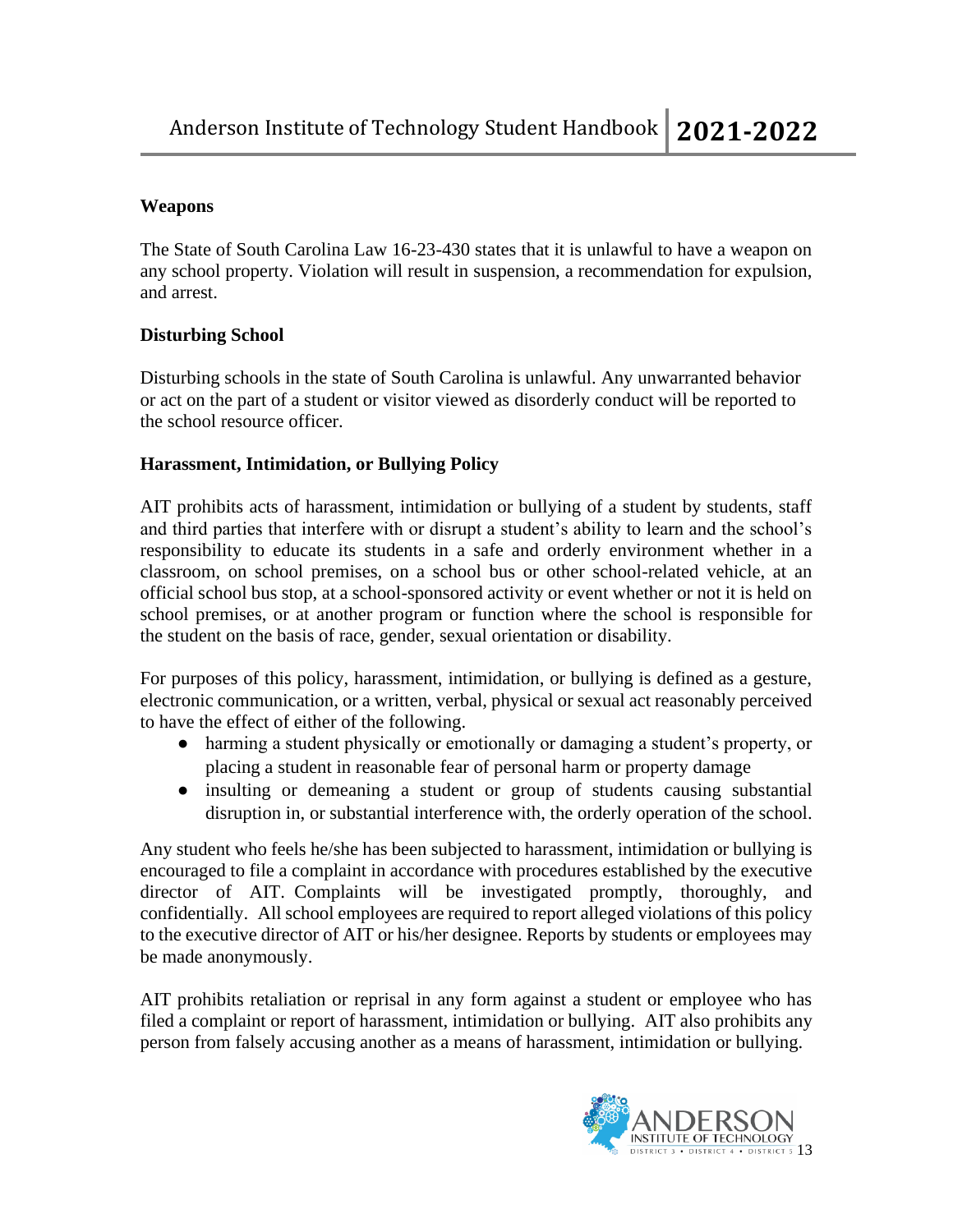### Weapons

The State of South Carolina Law 16-23-430 states that it is unlawful to have a weapon on any school property. Violation will result in suspension, a recommendation for expulsion, and arrest.

### Disturbing School

Disturbing schools in the state of South Carolina is unlawful. Any unwarranted behavior or act on the part of a student or visitor viewed as disorderly conduct will be reported to the school resource officer.

### Harassment, Intimidation, or Bullying Policy

AIT prohibits acts of harassment, intimidation or bullying of a student by students, staff and third parties that interfere with or disrupt a student's ability to learn and the school's responsibility to educate its students in a safe and orderly environment whether in a classroom, on school premises, on a school bus or other school-related vehicle, at an official school bus stop, at a school-sponsored activity or event whether or not it is held on school premises, or at another program or function where the school is responsible for the student on the basis of race, gender, sexual orientation or disability.

For purposes of this policy, harassment, intimidation, or bullying is defined as a gesture, electronic communication, or a written, verbal, physical or sexual act reasonably perceived to have the effect of either of the following.

- harming a student physically or emotionally or damaging a student's property, or placing a student in reasonable fear of personal harm or property damage
- insulting or demeaning a student or group of students causing substantial disruption in, or substantial interference with, the orderly operation of the school.

Any student who feels he/she has been subjected to harassment, intimidation or bullying is encouraged to file a complaint in accordance with procedures established by the executive director of AIT. Complaints will be investigated promptly, thoroughly, and confidentially. All school employees are required to report alleged violations of this policy to the executive director of AIT or his/her designee. Reports by students or employees may be made anonymously.

AIT prohibits retaliation or reprisal in any form against a student or employee who has filed a complaint or report of harassment, intimidation or bullying. AIT also prohibits any person from falsely accusing another as a means of harassment, intimidation or bullying.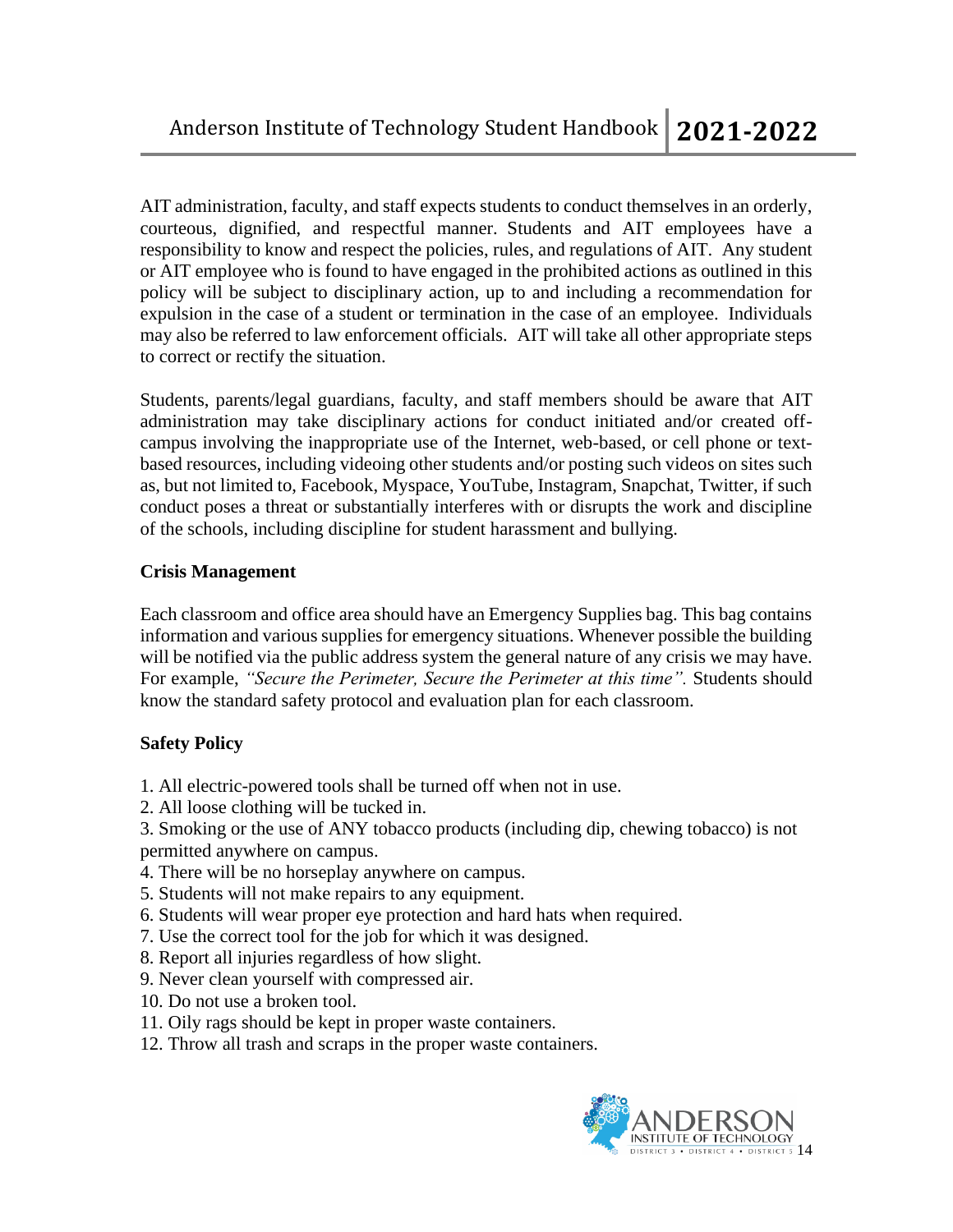AIT administration, faculty, and staff expects students to conduct themselves in an orderly, courteous, dignified, and respectful manner. Students and AIT employees have a responsibility to know and respect the policies, rules, and regulations of AIT. Any student or AIT employee who is found to have engaged in the prohibited actions as outlined in this policy will be subject to disciplinary action, up to and including a recommendation for expulsion in the case of a student or termination in the case of an employee. Individuals may also be referred to law enforcement officials. AIT will take all other appropriate steps to correct or rectify the situation.

Students, parents/legal guardians, faculty, and staff members should be aware that AIT administration may take disciplinary actions for conduct initiated and/or created off-campus involving the inappropriate use of the Internet, web-based, or cell phone or text-based resources, including videoing other students and/or posting such videos on sites such as, but not limited to, Facebook, Myspace, YouTube, Instagram, Snapchat, Twitter, if such conduct poses a threat or substantially interferes with or disrupts the work and discipline of the schools, including discipline for student harassment and bullying.

**Crisis Management**

Each classroom and office area should have an Emergency Supplies bag. This bag contains information and various supplies for emergency situations. Whenever possible the building will be notified via the public address system the general nature of any crisis we may have. For example, *"Secure the Perimeter, Secure the Perimeter at this time".* Students should know the standard safety protocol and evaluation plan for each classroom.

**Safety Policy**

1. All electric-powered tools shall be turned off when not in use.
2. All loose clothing will be tucked in.
3. Smoking or the use of ANY tobacco products (including dip, chewing tobacco) is not permitted anywhere on campus.
4. There will be no horseplay anywhere on campus.
5. Students will not make repairs to any equipment.
6. Students will wear proper eye protection and hard hats when required.
7. Use the correct tool for the job for which it was designed.
8. Report all injuries regardless of how slight.
9. Never clean yourself with compressed air.
10. Do not use a broken tool.
11. Oily rags should be kept in proper waste containers.
12. Throw all trash and scraps in the proper waste containers.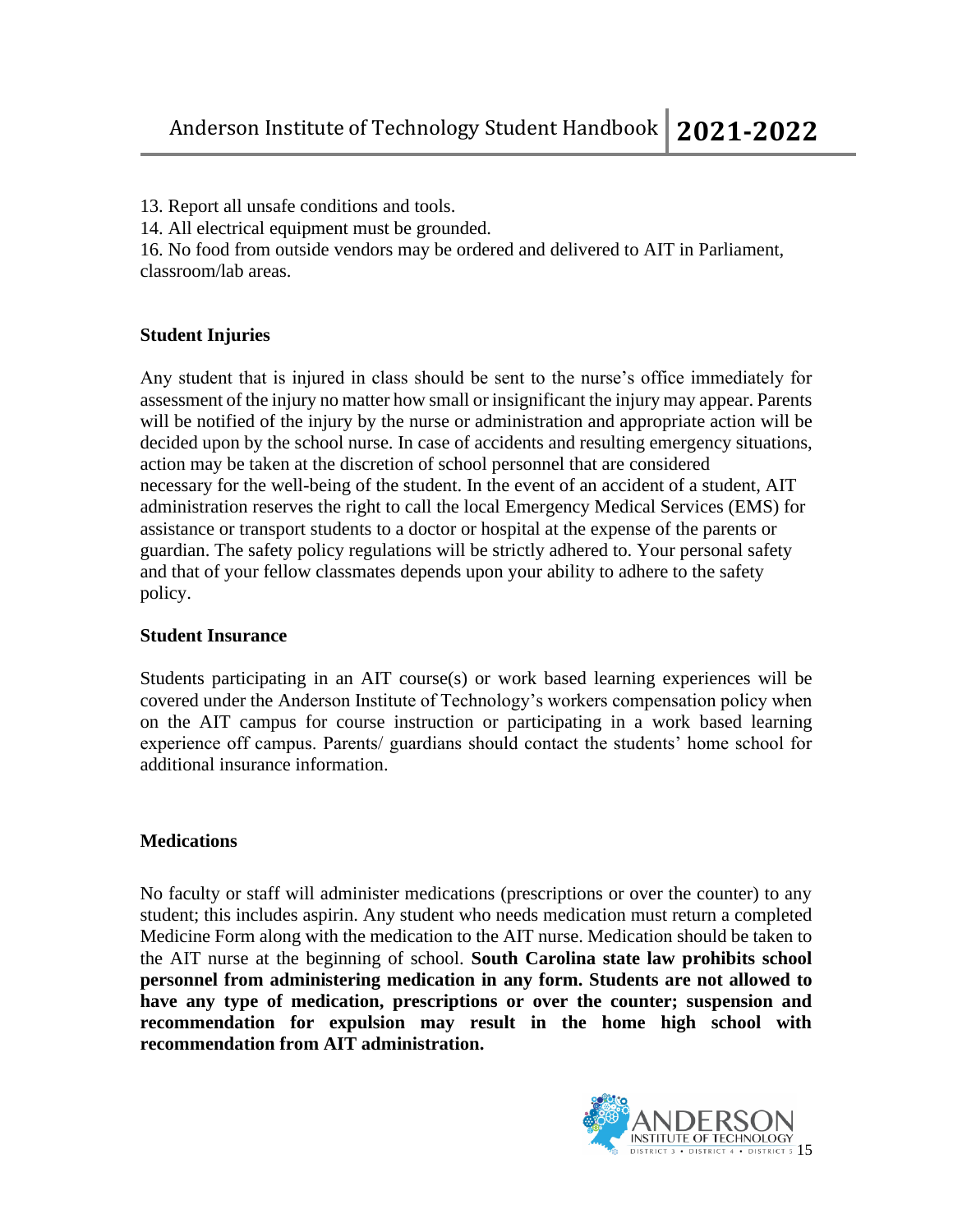13. Report all unsafe conditions and tools.
14. All electrical equipment must be grounded.
16. No food from outside vendors may be ordered and delivered to AIT in Parliament, classroom/lab areas.

**Student Injuries**

Any student that is injured in class should be sent to the nurse's office immediately for assessment of the injury no matter how small or insignificant the injury may appear. Parents will be notified of the injury by the nurse or administration and appropriate action will be decided upon by the school nurse. In case of accidents and resulting emergency situations, action may be taken at the discretion of school personnel that are considered necessary for the well-being of the student. In the event of an accident of a student, AIT administration reserves the right to call the local Emergency Medical Services (EMS) for assistance or transport students to a doctor or hospital at the expense of the parents or guardian. The safety policy regulations will be strictly adhered to. Your personal safety and that of your fellow classmates depends upon your ability to adhere to the safety policy.

**Student Insurance**

Students participating in an AIT course(s) or work based learning experiences will be covered under the Anderson Institute of Technology's workers compensation policy when on the AIT campus for course instruction or participating in a work based learning experience off campus. Parents/ guardians should contact the students' home school for additional insurance information.

**Medications**

No faculty or staff will administer medications (prescriptions or over the counter) to any student; this includes aspirin. Any student who needs medication must return a completed Medicine Form along with the medication to the AIT nurse. Medication should be taken to the AIT nurse at the beginning of school. **South Carolina state law prohibits school personnel from administering medication in any form. Students are not allowed to have any type of medication, prescriptions or over the counter; suspension and recommendation for expulsion may result in the home high school with recommendation from AIT administration.**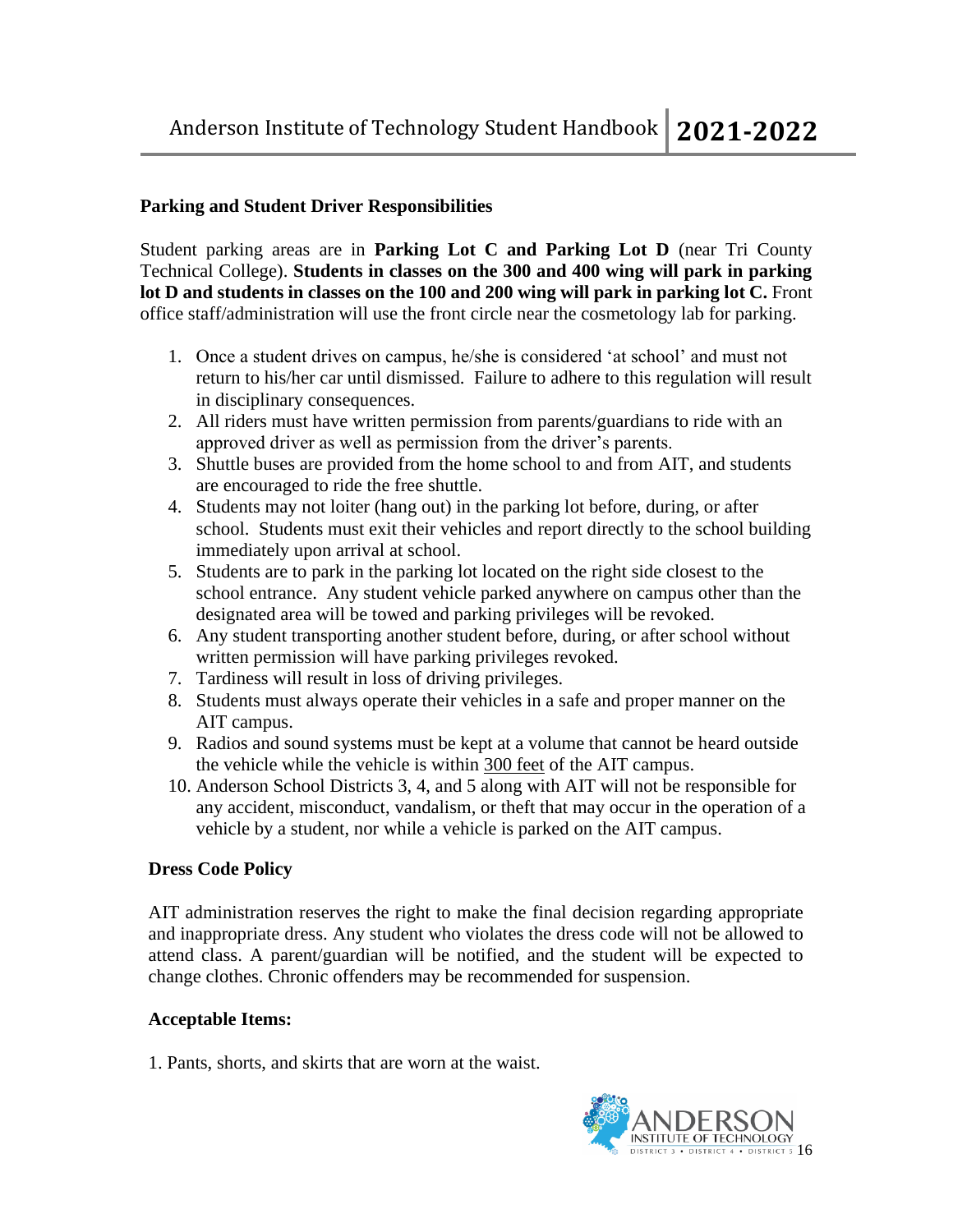## Parking and Student Driver Responsibilities

Student parking areas are in **Parking Lot C and Parking Lot D** (near Tri County Technical College). **Students in classes on the 300 and 400 wing will park in parking lot D and students in classes on the 100 and 200 wing will park in parking lot C.** Front office staff/administration will use the front circle near the cosmetology lab for parking.

1. Once a student drives on campus, he/she is considered 'at school' and must not return to his/her car until dismissed. Failure to adhere to this regulation will result in disciplinary consequences.
2. All riders must have written permission from parents/guardians to ride with an approved driver as well as permission from the driver's parents.
3. Shuttle buses are provided from the home school to and from AIT, and students are encouraged to ride the free shuttle.
4. Students may not loiter (hang out) in the parking lot before, during, or after school. Students must exit their vehicles and report directly to the school building immediately upon arrival at school.
5. Students are to park in the parking lot located on the right side closest to the school entrance. Any student vehicle parked anywhere on campus other than the designated area will be towed and parking privileges will be revoked.
6. Any student transporting another student before, during, or after school without written permission will have parking privileges revoked.
7. Tardiness will result in loss of driving privileges.
8. Students must always operate their vehicles in a safe and proper manner on the AIT campus.
9. Radios and sound systems must be kept at a volume that cannot be heard outside the vehicle while the vehicle is within 300 feet of the AIT campus.
10. Anderson School Districts 3, 4, and 5 along with AIT will not be responsible for any accident, misconduct, vandalism, or theft that may occur in the operation of a vehicle by a student, nor while a vehicle is parked on the AIT campus.

## Dress Code Policy

AIT administration reserves the right to make the final decision regarding appropriate and inappropriate dress. Any student who violates the dress code will not be allowed to attend class. A parent/guardian will be notified, and the student will be expected to change clothes. Chronic offenders may be recommended for suspension.

### Acceptable Items:

1. Pants, shorts, and skirts that are worn at the waist.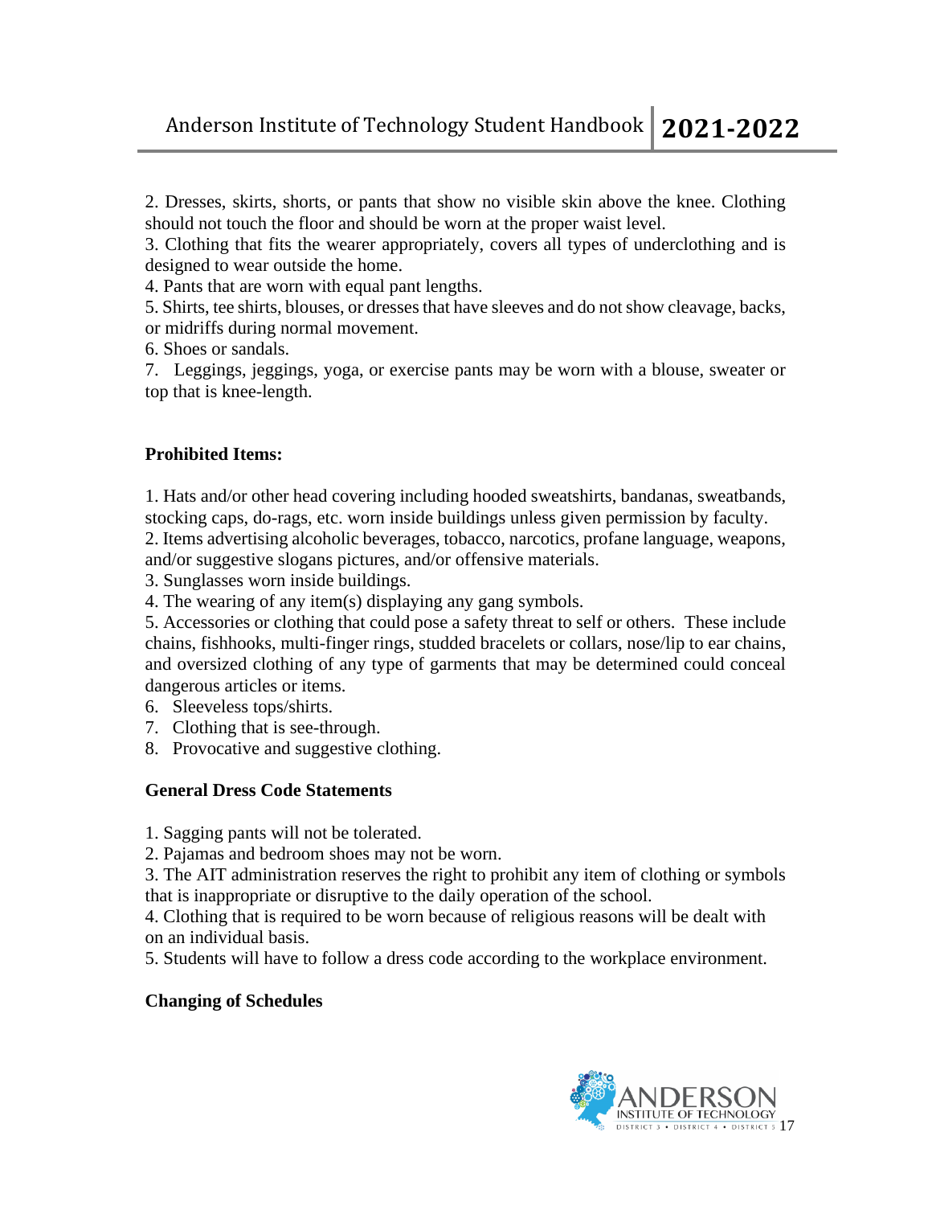2. Dresses, skirts, shorts, or pants that show no visible skin above the knee. Clothing should not touch the floor and should be worn at the proper waist level.
3. Clothing that fits the wearer appropriately, covers all types of underclothing and is designed to wear outside the home.
4. Pants that are worn with equal pant lengths.
5. Shirts, tee shirts, blouses, or dresses that have sleeves and do not show cleavage, backs, or midriffs during normal movement.
6. Shoes or sandals.
7. Leggings, jeggings, yoga, or exercise pants may be worn with a blouse, sweater or top that is knee-length.

**Prohibited Items:**

1. Hats and/or other head covering including hooded sweatshirts, bandanas, sweatbands, stocking caps, do-rags, etc. worn inside buildings unless given permission by faculty.
2. Items advertising alcoholic beverages, tobacco, narcotics, profane language, weapons, and/or suggestive slogans pictures, and/or offensive materials.
3. Sunglasses worn inside buildings.
4. The wearing of any item(s) displaying any gang symbols.
5. Accessories or clothing that could pose a safety threat to self or others. These include chains, fishhooks, multi-finger rings, studded bracelets or collars, nose/lip to ear chains, and oversized clothing of any type of garments that may be determined could conceal dangerous articles or items.
6. Sleeveless tops/shirts.
7. Clothing that is see-through.
8. Provocative and suggestive clothing.

**General Dress Code Statements**

1. Sagging pants will not be tolerated.
2. Pajamas and bedroom shoes may not be worn.
3. The AIT administration reserves the right to prohibit any item of clothing or symbols that is inappropriate or disruptive to the daily operation of the school.
4. Clothing that is required to be worn because of religious reasons will be dealt with on an individual basis.
5. Students will have to follow a dress code according to the workplace environment.

**Changing of Schedules**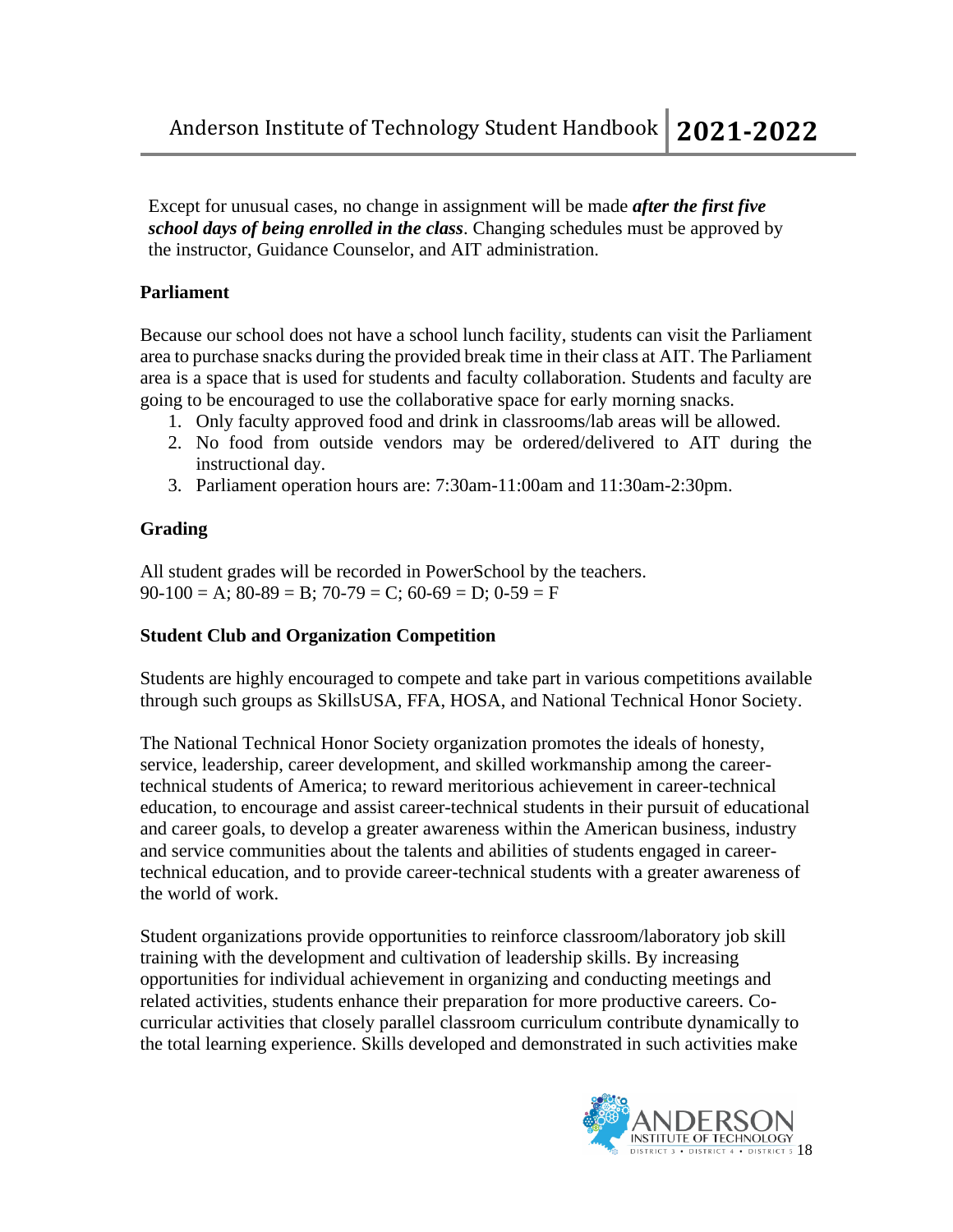Except for unusual cases, no change in assignment will be made ***after the first five school days of being enrolled in the class***. Changing schedules must be approved by the instructor, Guidance Counselor, and AIT administration.

**Parliament**

Because our school does not have a school lunch facility, students can visit the Parliament area to purchase snacks during the provided break time in their class at AIT. The Parliament area is a space that is used for students and faculty collaboration. Students and faculty are going to be encouraged to use the collaborative space for early morning snacks.

1. Only faculty approved food and drink in classrooms/lab areas will be allowed.
2. No food from outside vendors may be ordered/delivered to AIT during the instructional day.
3. Parliament operation hours are: 7:30am-11:00am and 11:30am-2:30pm.

**Grading**

All student grades will be recorded in PowerSchool by the teachers.
90-100 = A; 80-89 = B; 70-79 = C; 60-69 = D; 0-59 = F

**Student Club and Organization Competition**

Students are highly encouraged to compete and take part in various competitions available through such groups as SkillsUSA, FFA, HOSA, and National Technical Honor Society.

The National Technical Honor Society organization promotes the ideals of honesty, service, leadership, career development, and skilled workmanship among the career-technical students of America; to reward meritorious achievement in career-technical education, to encourage and assist career-technical students in their pursuit of educational and career goals, to develop a greater awareness within the American business, industry and service communities about the talents and abilities of students engaged in career-technical education, and to provide career-technical students with a greater awareness of the world of work.

Student organizations provide opportunities to reinforce classroom/laboratory job skill training with the development and cultivation of leadership skills. By increasing opportunities for individual achievement in organizing and conducting meetings and related activities, students enhance their preparation for more productive careers. Co-curricular activities that closely parallel classroom curriculum contribute dynamically to the total learning experience. Skills developed and demonstrated in such activities make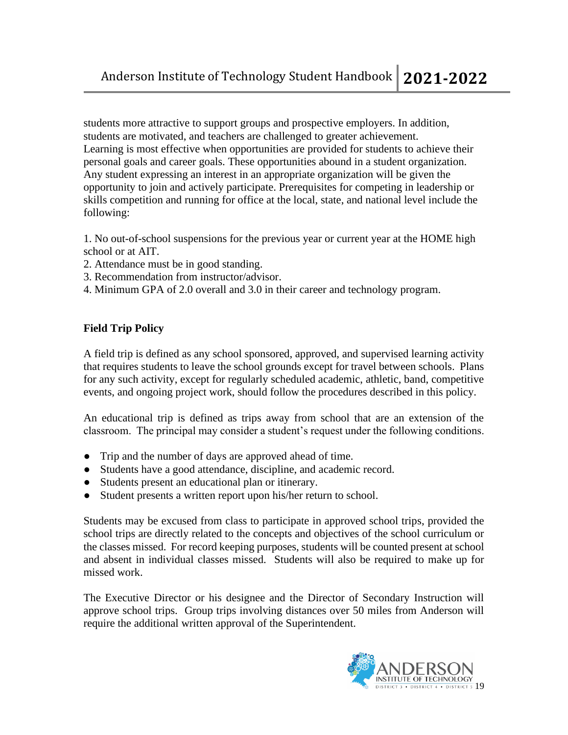students more attractive to support groups and prospective employers. In addition, students are motivated, and teachers are challenged to greater achievement. Learning is most effective when opportunities are provided for students to achieve their personal goals and career goals. These opportunities abound in a student organization. Any student expressing an interest in an appropriate organization will be given the opportunity to join and actively participate. Prerequisites for competing in leadership or skills competition and running for office at the local, state, and national level include the following:

1. No out-of-school suspensions for the previous year or current year at the HOME high school or at AIT.
2. Attendance must be in good standing.
3. Recommendation from instructor/advisor.
4. Minimum GPA of 2.0 overall and 3.0 in their career and technology program.

**Field Trip Policy**

A field trip is defined as any school sponsored, approved, and supervised learning activity that requires students to leave the school grounds except for travel between schools. Plans for any such activity, except for regularly scheduled academic, athletic, band, competitive events, and ongoing project work, should follow the procedures described in this policy.

An educational trip is defined as trips away from school that are an extension of the classroom. The principal may consider a student's request under the following conditions.

- Trip and the number of days are approved ahead of time.
- Students have a good attendance, discipline, and academic record.
- Students present an educational plan or itinerary.
- Student presents a written report upon his/her return to school.

Students may be excused from class to participate in approved school trips, provided the school trips are directly related to the concepts and objectives of the school curriculum or the classes missed. For record keeping purposes, students will be counted present at school and absent in individual classes missed. Students will also be required to make up for missed work.

The Executive Director or his designee and the Director of Secondary Instruction will approve school trips. Group trips involving distances over 50 miles from Anderson will require the additional written approval of the Superintendent.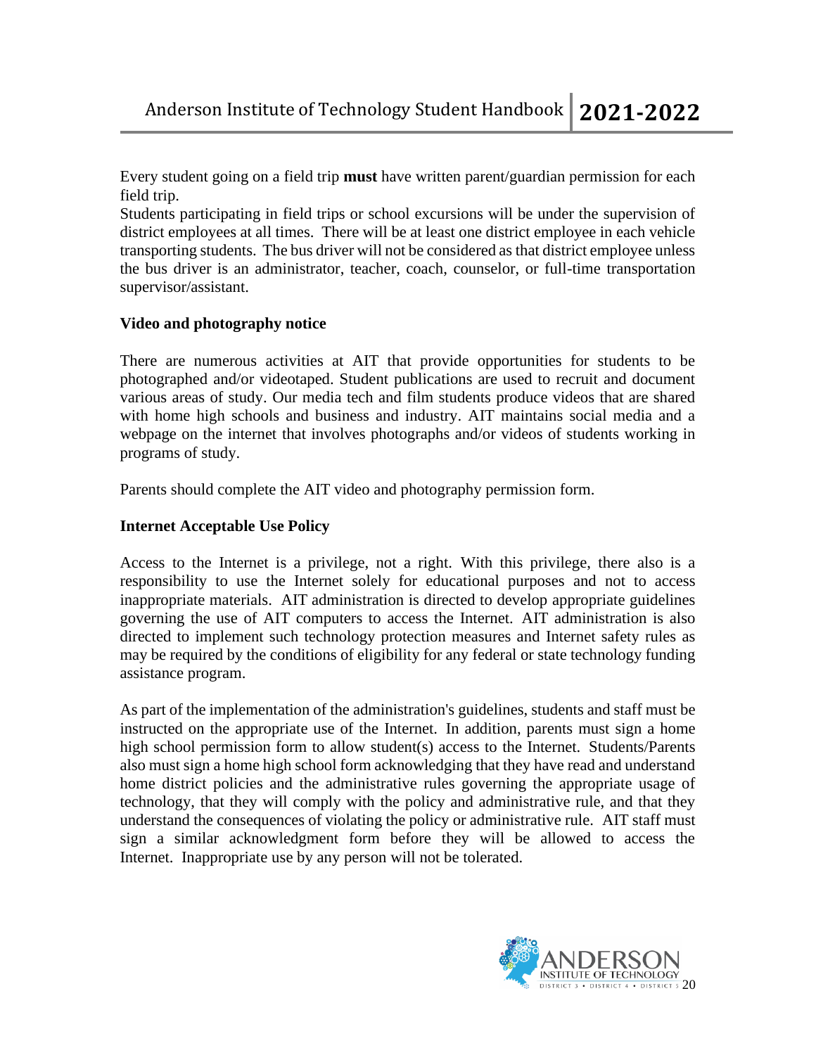Every student going on a field trip **must** have written parent/guardian permission for each field trip.
Students participating in field trips or school excursions will be under the supervision of district employees at all times. There will be at least one district employee in each vehicle transporting students. The bus driver will not be considered as that district employee unless the bus driver is an administrator, teacher, coach, counselor, or full-time transportation supervisor/assistant.

**Video and photography notice**

There are numerous activities at AIT that provide opportunities for students to be photographed and/or videotaped. Student publications are used to recruit and document various areas of study. Our media tech and film students produce videos that are shared with home high schools and business and industry. AIT maintains social media and a webpage on the internet that involves photographs and/or videos of students working in programs of study.

Parents should complete the AIT video and photography permission form.

**Internet Acceptable Use Policy**

Access to the Internet is a privilege, not a right. With this privilege, there also is a responsibility to use the Internet solely for educational purposes and not to access inappropriate materials. AIT administration is directed to develop appropriate guidelines governing the use of AIT computers to access the Internet. AIT administration is also directed to implement such technology protection measures and Internet safety rules as may be required by the conditions of eligibility for any federal or state technology funding assistance program.

As part of the implementation of the administration's guidelines, students and staff must be instructed on the appropriate use of the Internet. In addition, parents must sign a home high school permission form to allow student(s) access to the Internet. Students/Parents also must sign a home high school form acknowledging that they have read and understand home district policies and the administrative rules governing the appropriate usage of technology, that they will comply with the policy and administrative rule, and that they understand the consequences of violating the policy or administrative rule. AIT staff must sign a similar acknowledgment form before they will be allowed to access the Internet. Inappropriate use by any person will not be tolerated.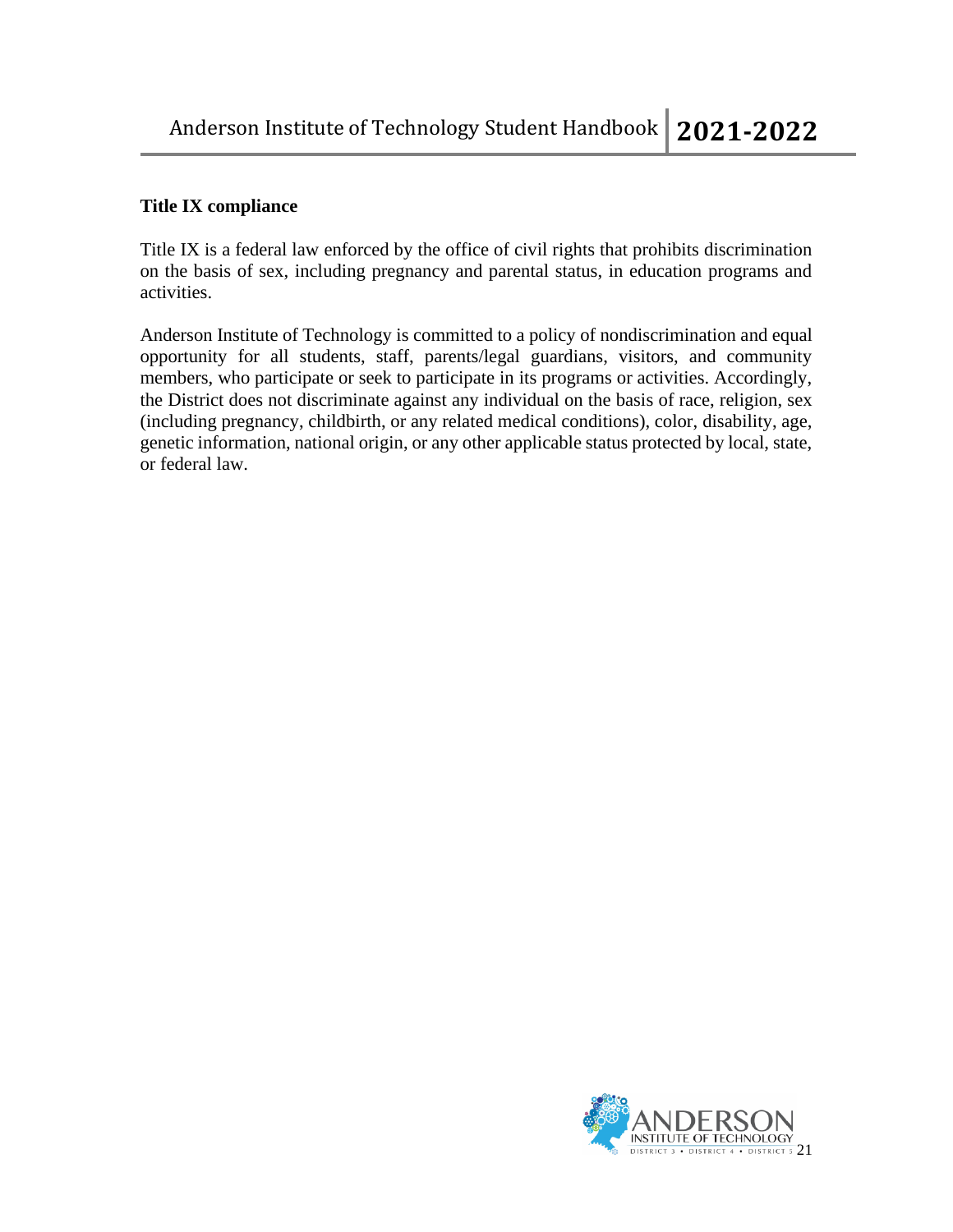### Title IX compliance

Title IX is a federal law enforced by the office of civil rights that prohibits discrimination on the basis of sex, including pregnancy and parental status, in education programs and activities.

Anderson Institute of Technology is committed to a policy of nondiscrimination and equal opportunity for all students, staff, parents/legal guardians, visitors, and community members, who participate or seek to participate in its programs or activities. Accordingly, the District does not discriminate against any individual on the basis of race, religion, sex (including pregnancy, childbirth, or any related medical conditions), color, disability, age, genetic information, national origin, or any other applicable status protected by local, state, or federal law.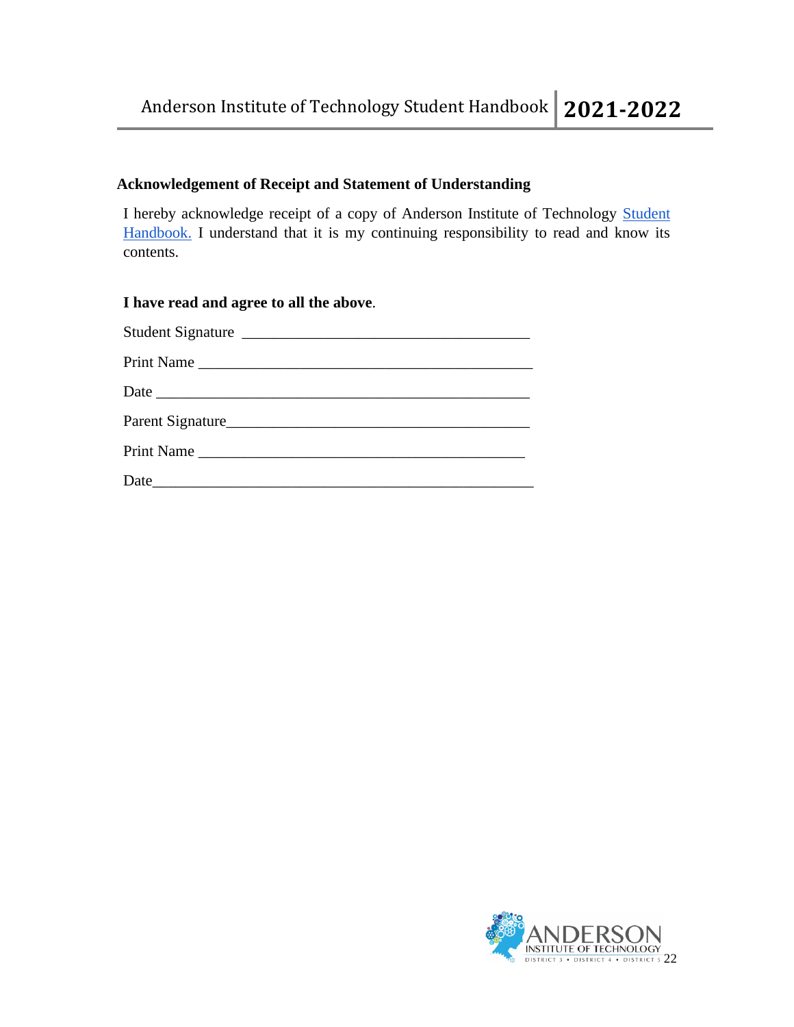**Acknowledgement of Receipt and Statement of Understanding**

I hereby acknowledge receipt of a copy of Anderson Institute of Technology Student Handbook. I understand that it is my continuing responsibility to read and know its contents.

**I have read and agree to all the above**.

Student Signature ______________________________________

Print Name ____________________________________________

Date _________________________________________________

Parent Signature_________________________________________

Print Name ___________________________________________

Date__________________________________________________